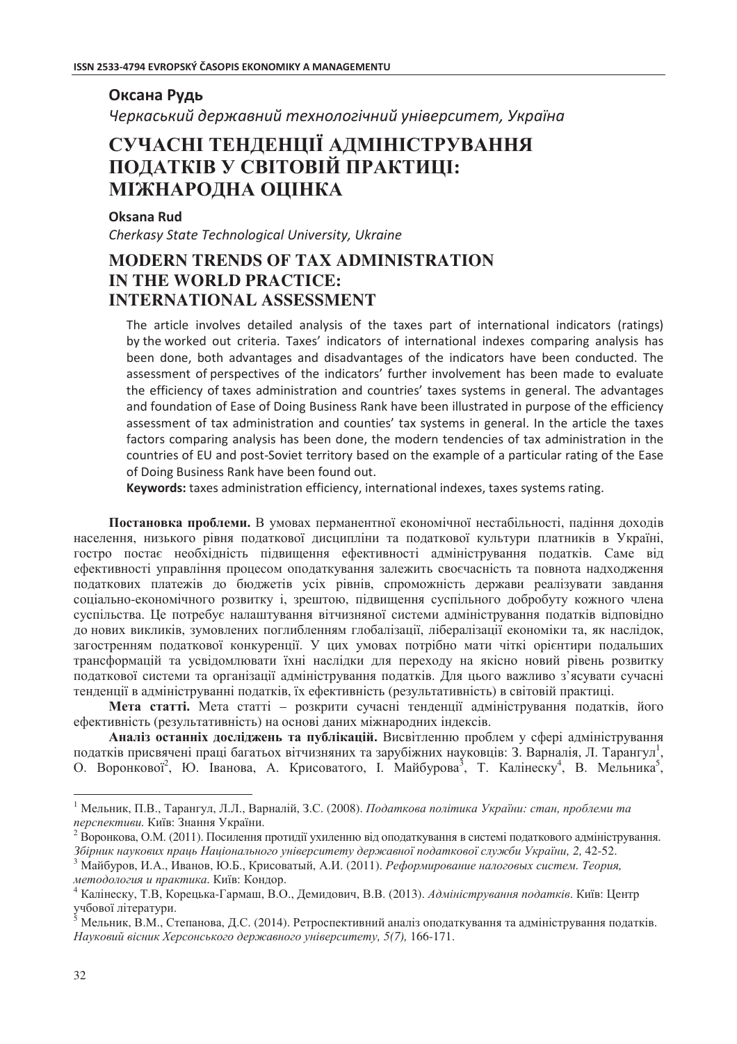**Оксана Рудь**

*Черкаський державний технологічний університет, Україна*

# СУЧАСНІ ТЕНДЕНЦІЇ АДМІНІСТРУВАННЯ ПОДАТКІВ У СВІТОВІЙ ПРАКТИЦІ: МІЖНАРОДНА ОЦІНКА

**Oksana Rud**

*Cherkasy State Technological University, Ukraine*

# MODERN TRENDS OF TAX ADMINISTRATION IN THE WORLD PRACTICE: INTERNATIONAL ASSESSMENT

The article involves detailed analysis of the taxes part of international indicators (ratings) by the worked out criteria. Taxes' indicators of international indexes comparing analysis has been done, both advantages and disadvantages of the indicators have been conducted. The assessment of perspectives of the indicators' further involvement has been made to evaluate the efficiency of taxes administration and countries' taxes systems in general. The advantages and foundation of Ease of Doing Business Rank have been illustrated in purpose of the efficiency assessment of tax administration and counties' tax systems in general. In the article the taxes factors comparing analysis has been done, the modern tendencies of tax administration in the countries of EU and post-Soviet territory based on the example of a particular rating of the Ease of Doing Business Rank have been found out.

**Keywords:** taxes administration efficiency, international indexes, taxes systems rating.

**Постановка проблеми.** В умовах перманентної економічної нестабільності, падіння доходів населення, низького рівня податкової дисципліни та податкової культури платників в Україні, гостро постає необхідність підвищення ефективності адміністрування податків. Саме від ефективності управління процесом оподаткування залежить своєчасність та повнота надходження податкових платежів до бюджетів усіх рівнів, спроможність держави реалізувати завдання соціально-економічного розвитку і, зрештою, підвищення суспільного добробуту кожного члена суспільства. Це потребує налаштування вітчизняної системи адміністрування податків відповідно до нових викликів, зумовлених поглибленням глобалізації, лібералізації економіки та, як наслідок, загостренням податкової конкуренції. У цих умовах потрібно мати чіткі орієнтири подальших трансформацій та усвідомлювати їхні наслідки для переходу на якісно новий рівень розвитку податкової системи та організації адміністрування податків. Для цього важливо з'ясувати сучасні тенденції в адмініструванні податків, їх ефективність (результативність) в світовій практиці.

**Мета статті.** Мета статті – розкрити сучасні тенденції адміністрування податків, його ефективність (результативність) на основі даних міжнародних індексів.

**Аналіз останніх досліджень та публікацій.** Висвітленню проблем у сфері адміністрування податків присвячені праці багатьох вітчизняних та зарубіжних науковців: З. Варналія, Л. Тарангул[1], О. Воронкової[2], Ю. Іванова, А. Крисоватого, І. Майбурова[3], Т. Калінеску[4], В. Мельника[5],

---

[1] Мельник, П.В., Тарангул, Л.Л., Варналій, З.С. (2008). *Податкова політика України: стан, проблеми та перспективи.* Київ: Знання України.

[2] Воронкова, О.М. (2011). Посилення протидії ухиленню від оподаткування в системі податкового адміністрування. *Збірник наукових праць Національного університету державної податкової служби України, 2,* 42-52.

[3] Майбуров, И.А., Иванов, Ю.Б., Крисоватый, А.И. (2011). *Реформирование налоговых систем. Теория, методология и практика.* Київ: Кондор.

[4] Калінеску, Т.В, Корецька-Гармаш, В.О., Демидович, В.В. (2013). *Адміністрування податків*. Київ: Центр учбової літератури.

[5] Мельник, В.М., Степанова, Д.С. (2014). Ретроспективний аналіз оподаткування та адміністрування податків. *Науковий вісник Херсонського державного університету, 5(7),* 166-171.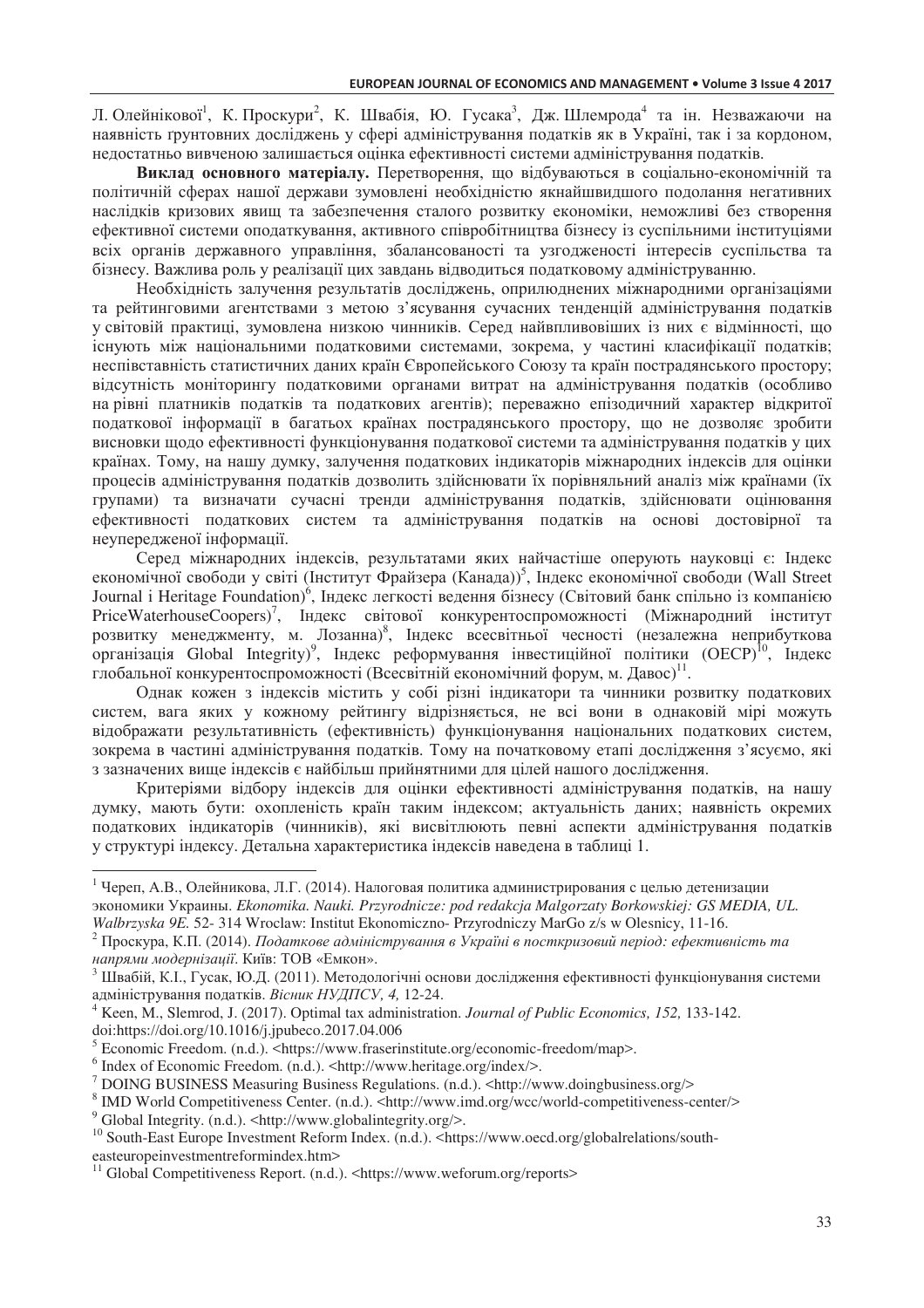Л. Олейнікової[1], К. Проскури[2], К. Швабія, Ю. Гусака[3], Дж. Шлемрода[4] та ін. Незважаючи на наявність ґрунтовних досліджень у сфері адміністрування податків як в Україні, так і за кордоном, недостатньо вивченою залишається оцінка ефективності системи адміністрування податків.

**Виклад основного матеріалу.** Перетворення, що відбуваються в соціально-економічній та політичній сферах нашої держави зумовлені необхідністю якнайшвидшого подолання негативних наслідків кризових явищ та забезпечення сталого розвитку економіки, неможливі без створення ефективної системи оподаткування, активного співробітництва бізнесу із суспільними інституціями всіх органів державного управління, збалансованості та узгодженості інтересів суспільства та бізнесу. Важлива роль у реалізації цих завдань відводиться податковому адмініструванню.

Необхідність залучення результатів досліджень, оприлюднених міжнародними організаціями та рейтинговими агентствами з метою з'ясування сучасних тенденцій адміністрування податків у світовій практиці, зумовлена низкою чинників. Серед найвпливовіших із них є відмінності, що існують між національними податковими системами, зокрема, у частині класифікації податків; неспівставність статистичних даних країн Європейського Союзу та країн пострадянського простору; відсутність моніторингу податковими органами витрат на адміністрування податків (особливо на рівні платників податків та податкових агентів); переважно епізодичний характер відкритої податкової інформації в багатьох країнах пострадянського простору, що не дозволяє зробити висновки щодо ефективності функціонування податкової системи та адміністрування податків у цих країнах. Тому, на нашу думку, залучення податкових індикаторів міжнародних індексів для оцінки процесів адміністрування податків дозволить здійснювати їх порівняльний аналіз між країнами (їх групами) та визначати сучасні тренди адміністрування податків, здійснювати оцінювання ефективності податкових систем та адміністрування податків на основі достовірної та неупередженої інформації.

Серед міжнародних індексів, результатами яких найчастіше оперують науковці є: Індекс економічної свободи у світі (Інститут Фрайзера (Канада))[5], Індекс економічної свободи (Wall Street Journal і Heritage Foundation)[6], Індекс легкості ведення бізнесу (Світовий банк спільно із компанією PriceWaterhouseCoopers)[7], Індекс світової конкурентоспроможності (Міжнародний інститут розвитку менеджменту, м. Лозанна)[8], Індекс всесвітньої чесності (незалежна неприбуткова організація Global Integrity)[9], Індекс реформування інвестиційної політики (OECP)[10], Індекс глобальної конкурентоспроможності (Всесвітній економічний форум, м. Давос)[11].

Однак кожен з індексів містить у собі різні індикатори та чинники розвитку податкових систем, вага яких у кожному рейтингу відрізняється, не всі вони в однаковій мірі можуть відображати результативність (ефективність) функціонування національних податкових систем, зокрема в частині адміністрування податків. Тому на початковому етапі дослідження з'ясуємо, які з зазначених вище індексів є найбільш прийнятними для цілей нашого дослідження.

Критеріями відбору індексів для оцінки ефективності адміністрування податків, на нашу думку, мають бути: охопленість країн таким індексом; актуальність даних; наявність окремих податкових індикаторів (чинників), які висвітлюють певні аспекти адміністрування податків у структурі індексу. Детальна характеристика індексів наведена в таблиці 1.

---

[1] Череп, А.В., Олейникова, Л.Г. (2014). Налоговая политика администрирования с целью детенизации экономики Украины. *Ekonomika. Nauki. Przyrodnicze: pod redakcja Malgorzaty Borkowskiej: GS MEDIA, UL. Walbrzyska 9E.* 52- 314 Wroclaw: Institut Ekonomiczno- Przyrodniczy MarGo z/s w Olesnicy, 11-16.

[2] Проскура, К.П. (2014). *Податкове адміністрування в Україні в посткризовий період: ефективність та напрями модернізації.* Київ: ТОВ «Ємкон».

[3] Швабій, К.І., Гусак, Ю.Д. (2011). Методологічні основи дослідження ефективності функціонування системи адміністрування податків. *Вісник НУДПСУ, 4,* 12-24.

[4] Keen, M., Slemrod, J. (2017). Optimal tax administration. *Journal of Public Economics, 152,* 133-142. doi:https://doi.org/10.1016/j.jpubeco.2017.04.006

[5] Economic Freedom. (n.d.). <https://www.fraserinstitute.org/economic-freedom/map>.

[6] Index of Economic Freedom. (n.d.). <http://www.heritage.org/index/>.

[7] DOING BUSINESS Measuring Business Regulations. (n.d.). <http://www.doingbusiness.org/>

[8] IMD World Competitiveness Center. (n.d.). <http://www.imd.org/wcc/world-competitiveness-center/>

[9] Global Integrity. (n.d.). <http://www.globalintegrity.org/>.

[10] South-East Europe Investment Reform Index. (n.d.). <https://www.oecd.org/globalrelations/south-easteuropeinvestmentreformindex.htm>

[11] Global Competitiveness Report. (n.d.). <https://www.weforum.org/reports>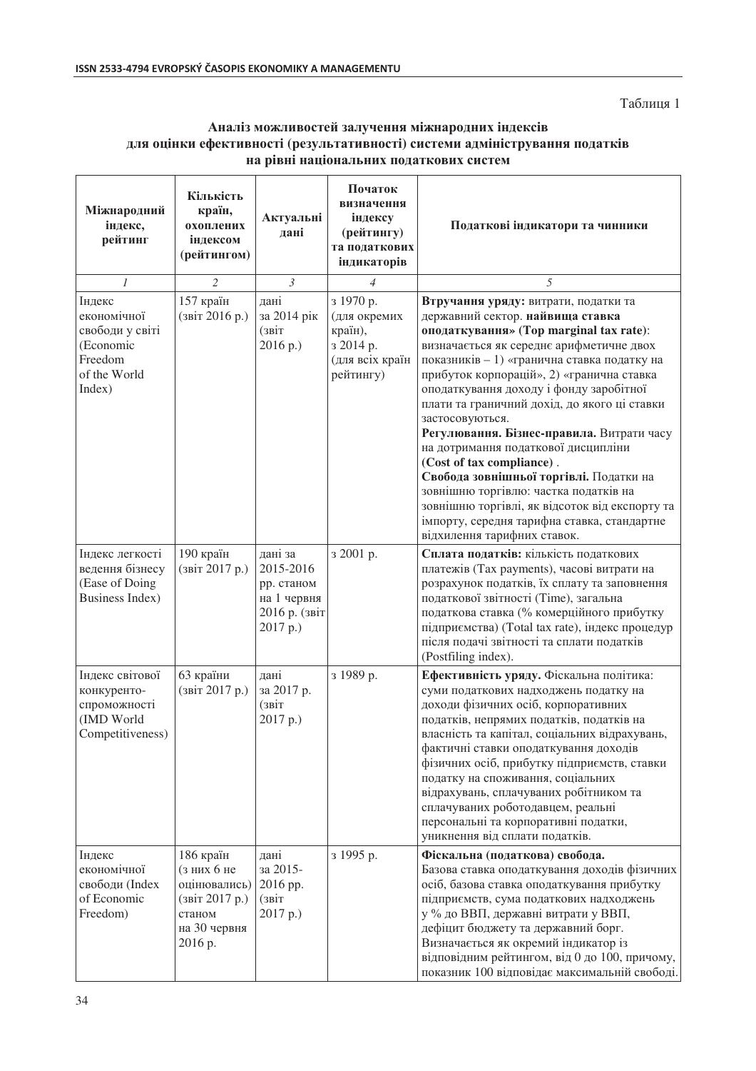Таблиця 1

**Аналіз можливостей залучення міжнародних індексів для оцінки ефективності (результативності) системи адміністрування податків на рівні національних податкових систем**

| Міжнародний індекс, рейтинг | Кількість країн, охоплених індексом (рейтингом) | Актуальні дані | Початок визначення індексу (рейтингу) та податкових індикаторів | Податкові індикатори та чинники |
|---|---|---|---|---|
| *1* | *2* | *3* | *4* | *5* |
| Індекс економічної свободи у світі (Economic Freedom of the World Index) | 157 країн (звіт 2016 р.) | дані за 2014 рік (звіт 2016 р.) | з 1970 р. (для окремих країн), з 2014 р. (для всіх країн рейтингу) | **Втручання уряду:** витрати, податки та державний сектор. **найвища ставка оподаткування» (Top marginal tax rate)**: визначається як середнє арифметичне двох показників – 1) «гранична ставка податку на прибуток корпорацій», 2) «гранична ставка оподаткування доходу і фонду заробітної плати та граничний дохід, до якого ці ставки застосовуються. **Регулювання. Бізнес-правила.** Витрати часу на дотримання податкової дисципліни **(Cost of tax compliance)** . **Свобода зовнішньої торгівлі.** Податки на зовнішню торгівлю: частка податків на зовнішню торгівлі, як відсоток від експорту та імпорту, середня тарифна ставка, стандартне відхилення тарифних ставок. |
| Індекс легкості ведення бізнесу (Ease of Doing Business Index) | 190 країн (звіт 2017 р.) | дані за 2015-2016 рр. станом на 1 червня 2016 р. (звіт 2017 р.) | з 2001 р. | **Сплата податків:** кількість податкових платежів (Tax payments), часові витрати на розрахунок податків, їх сплату та заповнення податкової звітності (Time), загальна податкова ставка (% комерційного прибутку підприємства) (Total tax rate), індекс процедур після подачі звітності та сплати податків (Postfiling index). |
| Індекс світової конкуренто-спроможності (IMD World Competitiveness) | 63 країни (звіт 2017 р.) | дані за 2017 р. (звіт 2017 р.) | з 1989 р. | **Ефективність уряду.** Фіскальна політика: суми податкових надходжень податку на доходи фізичних осіб, корпоративних податків, непрямих податків, податків на власність та капітал, соціальних відрахувань, фактичні ставки оподаткування доходів фізичних осіб, прибутку підприємств, ставки податку на споживання, соціальних відрахувань, сплачуваних робітником та сплачуваних роботодавцем, реальні персональні та корпоративні податки, уникнення від сплати податків. |
| Індекс економічної свободи (Index of Economic Freedom) | 186 країн (з них 6 не оцінювались) (звіт 2017 р.) станом на 30 червня 2016 р. | дані за 2015-2016 рр. (звіт 2017 р.) | з 1995 р. | **Фіскальна (податкова) свобода.** Базова ставка оподаткування доходів фізичних осіб, базова ставка оподаткування прибутку підприємств, сума податкових надходжень у % до ВВП, державні витрати у ВВП, дефіцит бюджету та державний борг. Визначається як окремий індикатор із відповідним рейтингом, від 0 до 100, причому, показник 100 відповідає максимальній свободі. |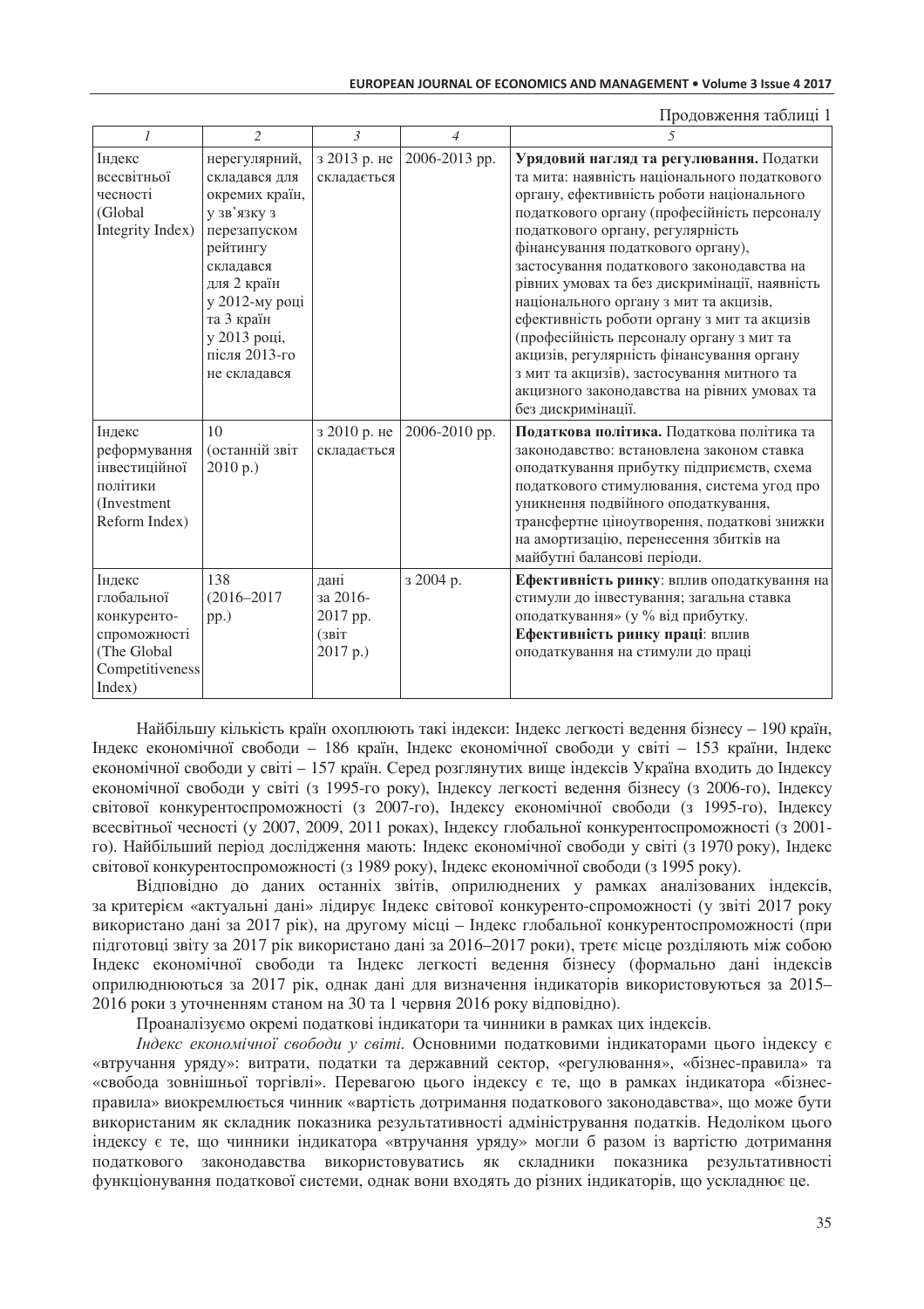Продовження таблиці 1

| 1 | 2 | 3 | 4 | 5 |
|---|---|---|---|---|
| Індекс всесвітньої чесності (Global Integrity Index) | нерегулярний, складався для окремих країн, у зв'язку з перезапуском рейтингу складався для 2 країн у 2012-му році та 3 країн у 2013 році, після 2013-го не складався | з 2013 р. не складається | 2006-2013 рр. | **Урядовий нагляд та регулювання.** Податки та мита: наявність національного податкового органу, ефективність роботи національного податкового органу (професійність персоналу податкового органу, регулярність фінансування податкового органу), застосування податкового законодавства на рівних умовах та без дискримінації, наявність національного органу з мит та акцизів, ефективність роботи органу з мит та акцизів (професійність персоналу органу з мит та акцизів, регулярність фінансування органу з мит та акцизів), застосування митного та акцизного законодавства на рівних умовах та без дискримінації. |
| Індекс реформування інвестиційної політики (Investment Reform Index) | 10 (останній звіт 2010 р.) | з 2010 р. не складається | 2006-2010 рр. | **Податкова політика.** Податкова політика та законодавство: встановлена законом ставка оподаткування прибутку підприємств, схема податкового стимулювання, система угод про уникнення подвійного оподаткування, трансфертне ціноутворення, податкові знижки на амортизацію, перенесення збитків на майбутні балансові періоди. |
| Індекс глобальної конкуренто-спроможності (The Global Competitiveness Index) | 138 (2016–2017 рр.) | дані за 2016-2017 рр. (звіт 2017 р.) | з 2004 р. | **Ефективність ринку**: вплив оподаткування на стимули до інвестування; загальна ставка оподаткування» (у % від прибутку. **Ефективність ринку праці**: вплив оподаткування на стимули до праці |

Найбільшу кількість країн охоплюють такі індекси: Індекс легкості ведення бізнесу – 190 країн, Індекс економічної свободи – 186 країн, Індекс економічної свободи у світі – 153 країни, Індекс економічної свободи у світі – 157 країн. Серед розглянутих вище індексів Україна входить до Індексу економічної свободи у світі (з 1995-го року), Індексу легкості ведення бізнесу (з 2006-го), Індексу світової конкурентоспроможності (з 2007-го), Індексу економічної свободи (з 1995-го), Індексу всесвітньої чесності (у 2007, 2009, 2011 роках), Індексу глобальної конкурентоспроможності (з 2001-го). Найбільший період дослідження мають: Індекс економічної свободи у світі (з 1970 року), Індекс світової конкурентоспроможності (з 1989 року), Індекс економічної свободи (з 1995 року).

Відповідно до даних останніх звітів, оприлюднених у рамках аналізованих індексів, за критерієм «актуальні дані» лідирує Індекс світової конкуренто-спроможності (у звіті 2017 року використано дані за 2017 рік), на другому місці – Індекс глобальної конкурентоспроможності (при підготовці звіту за 2017 рік використано дані за 2016–2017 роки), третє місце розділяють між собою Індекс економічної свободи та Індекс легкості ведення бізнесу (формально дані індексів оприлюднюються за 2017 рік, однак дані для визначення індикаторів використовуються за 2015–2016 роки з уточненням станом на 30 та 1 червня 2016 року відповідно).

Проаналізуємо окремі податкові індикатори та чинники в рамках цих індексів.

*Індекс економічної свободи у світі.* Основними податковими індикаторами цього індексу є «втручання уряду»: витрати, податки та державний сектор, «регулювання», «бізнес-правила» та «свобода зовнішньої торгівлі». Перевагою цього індексу є те, що в рамках індикатора «бізнес-правила» виокремлюється чинник «вартість дотримання податкового законодавства», що може бути використаним як складник показника результативності адміністрування податків. Недоліком цього індексу є те, що чинники індикатора «втручання уряду» могли б разом із вартістю дотримання податкового законодавства використовуватись як складники показника результативності функціонування податкової системи, однак вони входять до різних індикаторів, що ускладнює це.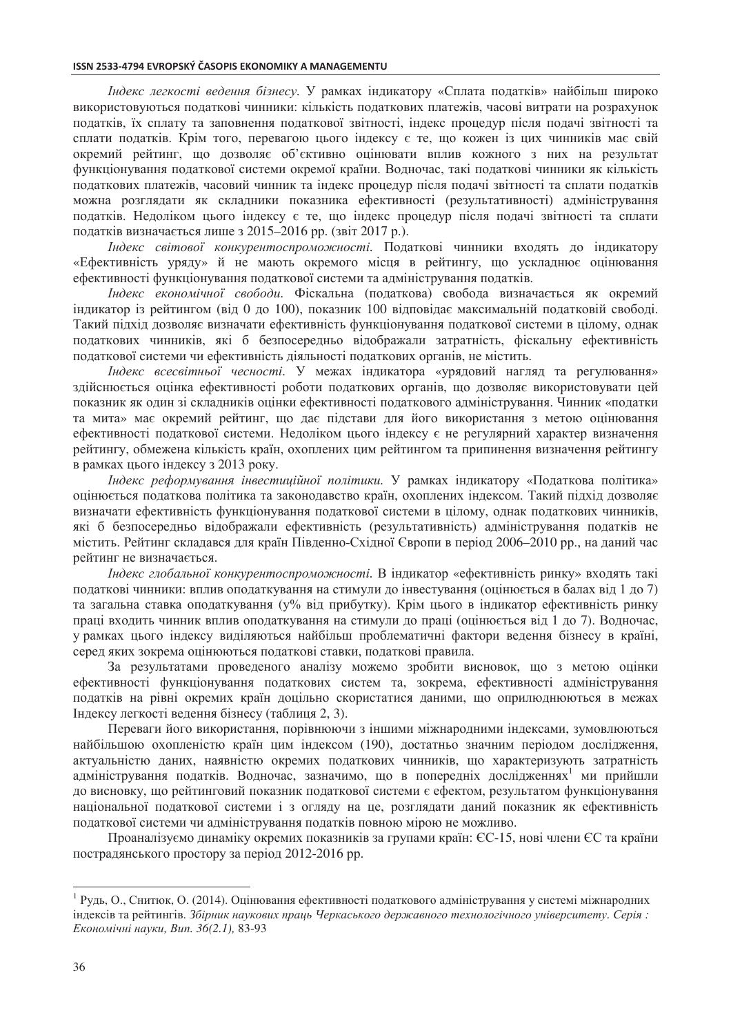*Індекс легкості ведення бізнесу*. У рамках індикатору «Сплата податків» найбільш широко використовуються податкові чинники: кількість податкових платежів, часові витрати на розрахунок податків, їх сплату та заповнення податкової звітності, індекс процедур після подачі звітності та сплати податків. Крім того, перевагою цього індексу є те, що кожен із цих чинників має свій окремий рейтинг, що дозволяє об'єктивно оцінювати вплив кожного з них на результат функціонування податкової системи окремої країни. Водночас, такі податкові чинники як кількість податкових платежів, часовий чинник та індекс процедур після подачі звітності та сплати податків можна розглядати як складники показника ефективності (результативності) адміністрування податків. Недоліком цього індексу є те, що індекс процедур після подачі звітності та сплати податків визначається лише з 2015–2016 рр. (звіт 2017 р.).

*Індекс світової конкурентоспроможності*. Податкові чинники входять до індикатору «Ефективність уряду» й не мають окремого місця в рейтингу, що ускладнює оцінювання ефективності функціонування податкової системи та адміністрування податків.

*Індекс економічної свободи*. Фіскальна (податкова) свобода визначається як окремий індикатор із рейтингом (від 0 до 100), показник 100 відповідає максимальній податковій свободі. Такий підхід дозволяє визначати ефективність функціонування податкової системи в цілому, однак податкових чинників, які б безпосередньо відображали затратність, фіскальну ефективність податкової системи чи ефективність діяльності податкових органів, не містить.

*Індекс всесвітньої чесності*. У межах індикатора «урядовий нагляд та регулювання» здійснюється оцінка ефективності роботи податкових органів, що дозволяє використовувати цей показник як один зі складників оцінки ефективності податкового адміністрування. Чинник «податки та мита» має окремий рейтинг, що дає підстави для його використання з метою оцінювання ефективності податкової системи. Недоліком цього індексу є не регулярний характер визначення рейтингу, обмежена кількість країн, охоплених цим рейтингом та припинення визначення рейтингу в рамках цього індексу з 2013 року.

*Індекс реформування інвестиційної політики*. У рамках індикатору «Податкова політика» оцінюється податкова політика та законодавство країн, охоплених індексом. Такий підхід дозволяє визначати ефективність функціонування податкової системи в цілому, однак податкових чинників, які б безпосередньо відображали ефективність (результативність) адміністрування податків не містить. Рейтинг складався для країн Південно-Східної Європи в період 2006–2010 рр., на даний час рейтинг не визначається.

*Індекс глобальної конкурентоспроможності*. В індикатор «ефективність ринку» входять такі податкові чинники: вплив оподаткування на стимули до інвестування (оцінюється в балах від 1 до 7) та загальна ставка оподаткування (у% від прибутку). Крім цього в індикатор ефективність ринку праці входить чинник вплив оподаткування на стимули до праці (оцінюється від 1 до 7). Водночас, у рамках цього індексу виділяються найбільш проблематичні фактори ведення бізнесу в країні, серед яких зокрема оцінюються податкові ставки, податкові правила.

За результатами проведеного аналізу можемо зробити висновок, що з метою оцінки ефективності функціонування податкових систем та, зокрема, ефективності адміністрування податків на рівні окремих країн доцільно скористатися даними, що оприлюднюються в межах Індексу легкості ведення бізнесу (таблиця 2, 3).

Переваги його використання, порівнюючи з іншими міжнародними індексами, зумовлюються найбільшою охопленістю країн цим індексом (190), достатньо значним періодом дослідження, актуальністю даних, наявністю окремих податкових чинників, що характеризують затратність адміністрування податків. Водночас, зазначимо, що в попередніх дослідженнях[1] ми прийшли до висновку, що рейтинговий показник податкової системи є ефектом, результатом функціонування національної податкової системи і з огляду на це, розглядати даний показник як ефективність податкової системи чи адміністрування податків повною мірою не можливо.

Проаналізуємо динаміку окремих показників за групами країн: ЄС-15, нові члени ЄС та країни пострадянського простору за період 2012-2016 рр.

---

[1] Рудь, О., Снитюк, О. (2014). Оцінювання ефективності податкового адміністрування у системі міжнародних індексів та рейтингів. *Збірник наукових праць Черкаського державного технологічного університету. Серія : Економічні науки, Вип. 36(2.1),* 83-93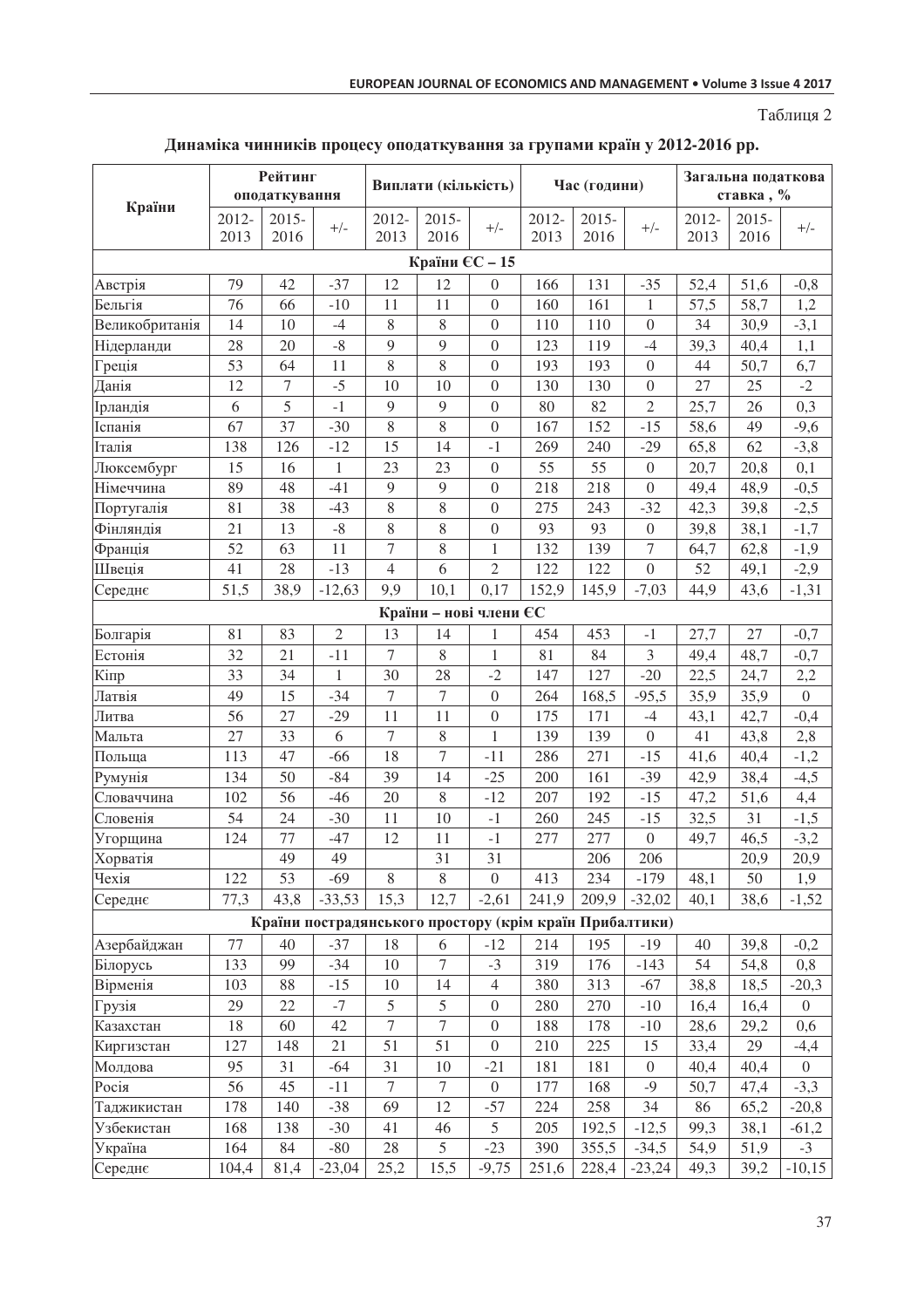Таблиця 2

**Динаміка чинників процесу оподаткування за групами країн у 2012-2016 рр.**

| Країни | Рейтинг оподаткування | | | Виплати (кількість) | | | Час (години) | | | Загальна податкова ставка , % | | |
|---|---|---|---|---|---|---|---|---|---|---|---|---|
| | 2012-2013 | 2015-2016 | +/- | 2012-2013 | 2015-2016 | +/- | 2012-2013 | 2015-2016 | +/- | 2012-2013 | 2015-2016 | +/- |
| **Країни ЄС – 15** | | | | | | | | | | | | |
| Австрія | 79 | 42 | -37 | 12 | 12 | 0 | 166 | 131 | -35 | 52,4 | 51,6 | -0,8 |
| Бельгія | 76 | 66 | -10 | 11 | 11 | 0 | 160 | 161 | 1 | 57,5 | 58,7 | 1,2 |
| Великобританія | 14 | 10 | -4 | 8 | 8 | 0 | 110 | 110 | 0 | 34 | 30,9 | -3,1 |
| Нідерланди | 28 | 20 | -8 | 9 | 9 | 0 | 123 | 119 | -4 | 39,3 | 40,4 | 1,1 |
| Греція | 53 | 64 | 11 | 8 | 8 | 0 | 193 | 193 | 0 | 44 | 50,7 | 6,7 |
| Данія | 12 | 7 | -5 | 10 | 10 | 0 | 130 | 130 | 0 | 27 | 25 | -2 |
| Ірландія | 6 | 5 | -1 | 9 | 9 | 0 | 80 | 82 | 2 | 25,7 | 26 | 0,3 |
| Іспанія | 67 | 37 | -30 | 8 | 8 | 0 | 167 | 152 | -15 | 58,6 | 49 | -9,6 |
| Італія | 138 | 126 | -12 | 15 | 14 | -1 | 269 | 240 | -29 | 65,8 | 62 | -3,8 |
| Люксембург | 15 | 16 | 1 | 23 | 23 | 0 | 55 | 55 | 0 | 20,7 | 20,8 | 0,1 |
| Німеччина | 89 | 48 | -41 | 9 | 9 | 0 | 218 | 218 | 0 | 49,4 | 48,9 | -0,5 |
| Португалія | 81 | 38 | -43 | 8 | 8 | 0 | 275 | 243 | -32 | 42,3 | 39,8 | -2,5 |
| Фінляндія | 21 | 13 | -8 | 8 | 8 | 0 | 93 | 93 | 0 | 39,8 | 38,1 | -1,7 |
| Франція | 52 | 63 | 11 | 7 | 8 | 1 | 132 | 139 | 7 | 64,7 | 62,8 | -1,9 |
| Швеція | 41 | 28 | -13 | 4 | 6 | 2 | 122 | 122 | 0 | 52 | 49,1 | -2,9 |
| Середнє | 51,5 | 38,9 | -12,63 | 9,9 | 10,1 | 0,17 | 152,9 | 145,9 | -7,03 | 44,9 | 43,6 | -1,31 |
| **Країни – нові члени ЄС** | | | | | | | | | | | | |
| Болгарія | 81 | 83 | 2 | 13 | 14 | 1 | 454 | 453 | -1 | 27,7 | 27 | -0,7 |
| Естонія | 32 | 21 | -11 | 7 | 8 | 1 | 81 | 84 | 3 | 49,4 | 48,7 | -0,7 |
| Кіпр | 33 | 34 | 1 | 30 | 28 | -2 | 147 | 127 | -20 | 22,5 | 24,7 | 2,2 |
| Латвія | 49 | 15 | -34 | 7 | 7 | 0 | 264 | 168,5 | -95,5 | 35,9 | 35,9 | 0 |
| Литва | 56 | 27 | -29 | 11 | 11 | 0 | 175 | 171 | -4 | 43,1 | 42,7 | -0,4 |
| Мальта | 27 | 33 | 6 | 7 | 8 | 1 | 139 | 139 | 0 | 41 | 43,8 | 2,8 |
| Польща | 113 | 47 | -66 | 18 | 7 | -11 | 286 | 271 | -15 | 41,6 | 40,4 | -1,2 |
| Румунія | 134 | 50 | -84 | 39 | 14 | -25 | 200 | 161 | -39 | 42,9 | 38,4 | -4,5 |
| Словаччина | 102 | 56 | -46 | 20 | 8 | -12 | 207 | 192 | -15 | 47,2 | 51,6 | 4,4 |
| Словенія | 54 | 24 | -30 | 11 | 10 | -1 | 260 | 245 | -15 | 32,5 | 31 | -1,5 |
| Угорщина | 124 | 77 | -47 | 12 | 11 | -1 | 277 | 277 | 0 | 49,7 | 46,5 | -3,2 |
| Хорватія | | 49 | 49 | | 31 | 31 | | 206 | 206 | | 20,9 | 20,9 |
| Чехія | 122 | 53 | -69 | 8 | 8 | 0 | 413 | 234 | -179 | 48,1 | 50 | 1,9 |
| Середнє | 77,3 | 43,8 | -33,53 | 15,3 | 12,7 | -2,61 | 241,9 | 209,9 | -32,02 | 40,1 | 38,6 | -1,52 |
| **Країни пострадянського простору (крім країн Прибалтики)** | | | | | | | | | | | | |
| Азербайджан | 77 | 40 | -37 | 18 | 6 | -12 | 214 | 195 | -19 | 40 | 39,8 | -0,2 |
| Білорусь | 133 | 99 | -34 | 10 | 7 | -3 | 319 | 176 | -143 | 54 | 54,8 | 0,8 |
| Вірменія | 103 | 88 | -15 | 10 | 14 | 4 | 380 | 313 | -67 | 38,8 | 18,5 | -20,3 |
| Грузія | 29 | 22 | -7 | 5 | 5 | 0 | 280 | 270 | -10 | 16,4 | 16,4 | 0 |
| Казахстан | 18 | 60 | 42 | 7 | 7 | 0 | 188 | 178 | -10 | 28,6 | 29,2 | 0,6 |
| Киргизстан | 127 | 148 | 21 | 51 | 51 | 0 | 210 | 225 | 15 | 33,4 | 29 | -4,4 |
| Молдова | 95 | 31 | -64 | 31 | 10 | -21 | 181 | 181 | 0 | 40,4 | 40,4 | 0 |
| Росія | 56 | 45 | -11 | 7 | 7 | 0 | 177 | 168 | -9 | 50,7 | 47,4 | -3,3 |
| Таджикистан | 178 | 140 | -38 | 69 | 12 | -57 | 224 | 258 | 34 | 86 | 65,2 | -20,8 |
| Узбекистан | 168 | 138 | -30 | 41 | 46 | 5 | 205 | 192,5 | -12,5 | 99,3 | 38,1 | -61,2 |
| Україна | 164 | 84 | -80 | 28 | 5 | -23 | 390 | 355,5 | -34,5 | 54,9 | 51,9 | -3 |
| Середнє | 104,4 | 81,4 | -23,04 | 25,2 | 15,5 | -9,75 | 251,6 | 228,4 | -23,24 | 49,3 | 39,2 | -10,15 |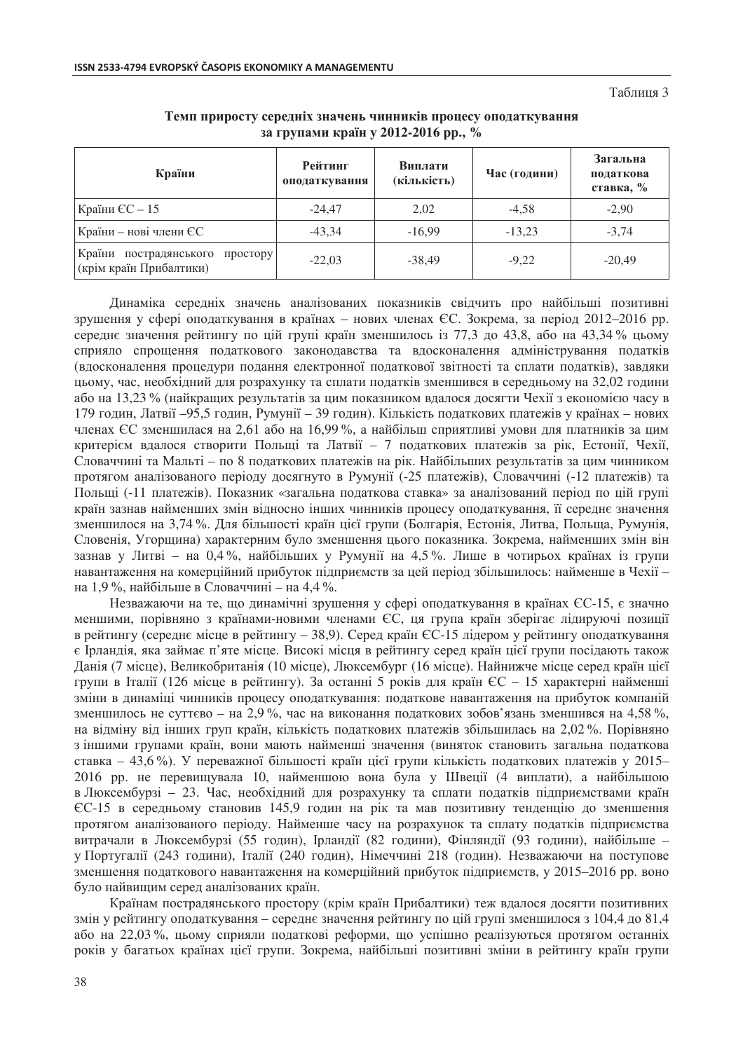Таблиця 3

**Темп приросту середніх значень чинників процесу оподаткування за групами країн у 2012-2016 рр., %**

| Країни | Рейтинг оподаткування | Виплати (кількість) | Час (години) | Загальна податкова ставка, % |
|---|---|---|---|---|
| Країни ЄС – 15 | -24,47 | 2,02 | -4,58 | -2,90 |
| Країни – нові члени ЄС | -43,34 | -16,99 | -13,23 | -3,74 |
| Країни пострадянського простору (крім країн Прибалтики) | -22,03 | -38,49 | -9,22 | -20,49 |

Динаміка середніх значень аналізованих показників свідчить про найбільші позитивні зрушення у сфері оподаткування в країнах – нових членах ЄС. Зокрема, за період 2012–2016 рр. середнє значення рейтингу по цій групі країн зменшилось із 77,3 до 43,8, або на 43,34 % цьому сприяло спрощення податкового законодавства та вдосконалення адміністрування податків (вдосконалення процедури подання електронної податкової звітності та сплати податків), завдяки цьому, час, необхідний для розрахунку та сплати податків зменшився в середньому на 32,02 години або на 13,23 % (найкращих результатів за цим показником вдалося досягти Чехії з економією часу в 179 годин, Латвії –95,5 годин, Румунії – 39 годин). Кількість податкових платежів у країнах – нових членах ЄС зменшилася на 2,61 або на 16,99 %, а найбільш сприятливі умови для платників за цим критерієм вдалося створити Польщі та Латвії – 7 податкових платежів за рік, Естонії, Чехії, Словаччині та Мальті – по 8 податкових платежів на рік. Найбільших результатів за цим чинником протягом аналізованого періоду досягнуто в Румунії (-25 платежів), Словаччині (-12 платежів) та Польщі (-11 платежів). Показник «загальна податкова ставка» за аналізований період по цій групі країн зазнав найменших змін відносно інших чинників процесу оподаткування, її середнє значення зменшилося на 3,74 %. Для більшості країн цієї групи (Болгарія, Естонія, Литва, Польща, Румунія, Словенія, Угорщина) характерним було зменшення цього показника. Зокрема, найменших змін він зазнав у Литві – на 0,4 %, найбільших у Румунії на 4,5 %. Лише в чотирьох країнах із групи навантаження на комерційний прибуток підприємств за цей період збільшилось: найменше в Чехії – на 1,9 %, найбільше в Словаччині – на 4,4 %.

Незважаючи на те, що динамічні зрушення у сфері оподаткування в країнах ЄС-15, є значно меншими, порівняно з країнами-новими членами ЄС, ця група країн зберігає лідируючі позиції в рейтингу (середнє місце в рейтингу – 38,9). Серед країн ЄС-15 лідером у рейтингу оподаткування є Ірландія, яка займає п'яте місце. Високі місця в рейтингу серед країн цієї групи посідають також Данія (7 місце), Великобританія (10 місце), Люксембург (16 місце). Найнижче місце серед країн цієї групи в Італії (126 місце в рейтингу). За останні 5 років для країн ЄС – 15 характерні найменші зміни в динаміці чинників процесу оподаткування: податкове навантаження на прибуток компаній зменшилось не суттєво – на 2,9 %, час на виконання податкових зобов'язань зменшився на 4,58 %, на відміну від інших груп країн, кількість податкових платежів збільшилась на 2,02 %. Порівняно з іншими групами країн, вони мають найменші значення (виняток становить загальна податкова ставка – 43,6 %). У переважної більшості країн цієї групи кількість податкових платежів у 2015–2016 рр. не перевищувала 10, найменшою вона була у Швеції (4 виплати), а найбільшою в Люксембурзі – 23. Час, необхідний для розрахунку та сплати податків підприємствами країн ЄС-15 в середньому становив 145,9 годин на рік та мав позитивну тенденцію до зменшення протягом аналізованого періоду. Найменше часу на розрахунок та сплату податків підприємства витрачали в Люксембурзі (55 годин), Ірландії (82 години), Фінляндії (93 години), найбільше – у Португалії (243 години), Італії (240 годин), Німеччині 218 (годин). Незважаючи на поступове зменшення податкового навантаження на комерційний прибуток підприємств, у 2015–2016 рр. воно було найвищим серед аналізованих країн.

Країнам пострадянського простору (крім країн Прибалтики) теж вдалося досягти позитивних змін у рейтингу оподаткування – середнє значення рейтингу по цій групі зменшилося з 104,4 до 81,4 або на 22,03 %, цьому сприяли податкові реформи, що успішно реалізуються протягом останніх років у багатьох країнах цієї групи. Зокрема, найбільші позитивні зміни в рейтингу країн групи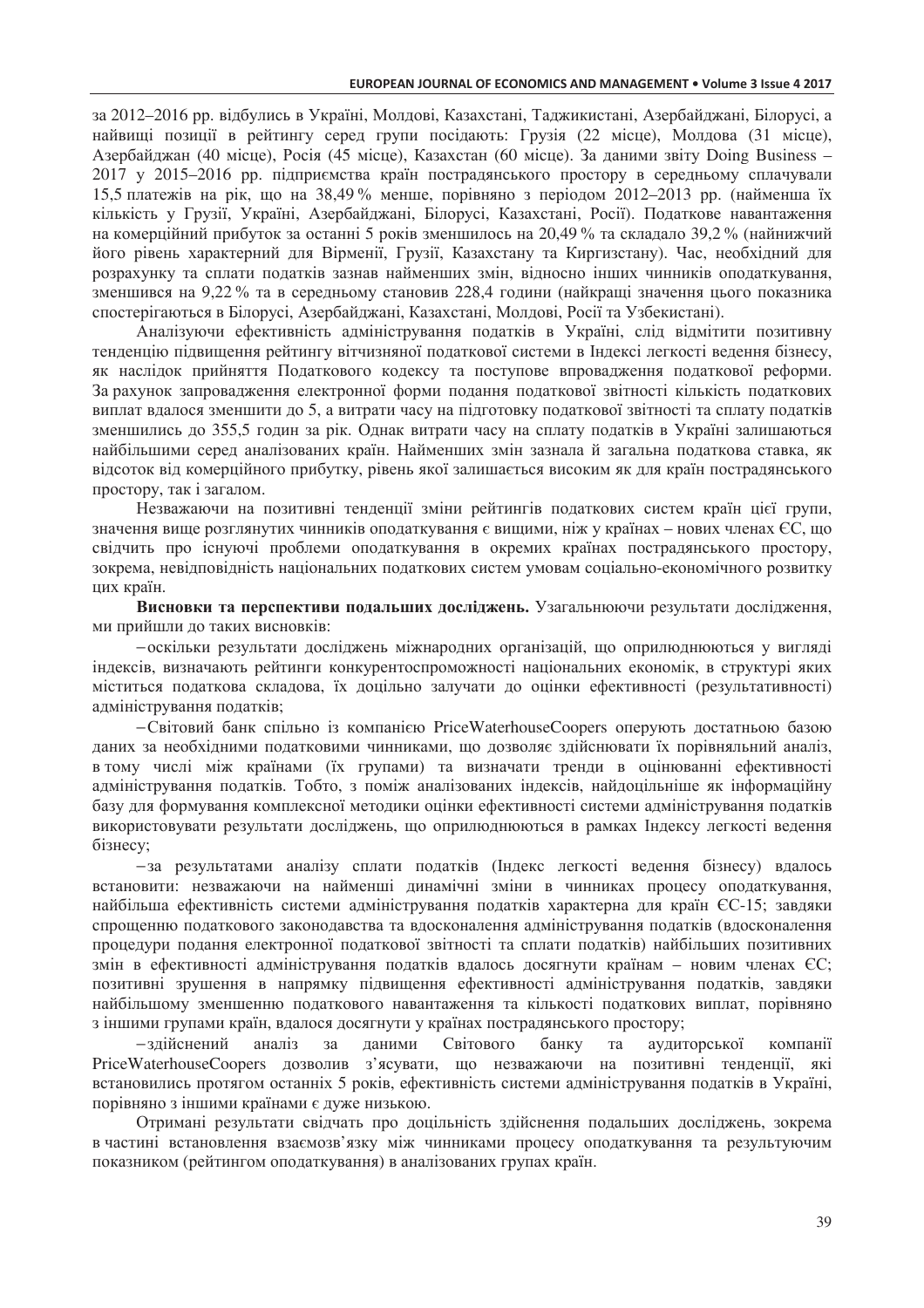за 2012–2016 рр. відбулись в Україні, Молдові, Казахстані, Таджикистані, Азербайджані, Білорусі, а найвищі позиції в рейтингу серед групи посідають: Грузія (22 місце), Молдова (31 місце), Азербайджан (40 місце), Росія (45 місце), Казахстан (60 місце). За даними звіту Doing Business – 2017 у 2015–2016 рр. підприємства країн пострадянського простору в середньому сплачували 15,5 платежів на рік, що на 38,49 % менше, порівняно з періодом 2012–2013 рр. (найменша їх кількість у Грузії, Україні, Азербайджані, Білорусі, Казахстані, Росії). Податкове навантаження на комерційний прибуток за останні 5 років зменшилось на 20,49 % та складало 39,2 % (найнижчий його рівень характерний для Вірменії, Грузії, Казахстану та Киргизстану). Час, необхідний для розрахунку та сплати податків зазнав найменших змін, відносно інших чинників оподаткування, зменшився на 9,22 % та в середньому становив 228,4 години (найкращі значення цього показника спостерігаються в Білорусі, Азербайджані, Казахстані, Молдові, Росії та Узбекистані).

Аналізуючи ефективність адміністрування податків в Україні, слід відмітити позитивну тенденцію підвищення рейтингу вітчизняної податкової системи в Індексі легкості ведення бізнесу, як наслідок прийняття Податкового кодексу та поступове впровадження податкової реформи. За рахунок запровадження електронної форми подання податкової звітності кількість податкових виплат вдалося зменшити до 5, а витрати часу на підготовку податкової звітності та сплату податків зменшились до 355,5 годин за рік. Однак витрати часу на сплату податків в Україні залишаються найбільшими серед аналізованих країн. Найменших змін зазнала й загальна податкова ставка, як відсоток від комерційного прибутку, рівень якої залишається високим як для країн пострадянського простору, так і загалом.

Незважаючи на позитивні тенденції зміни рейтингів податкових систем країн цієї групи, значення вище розглянутих чинників оподаткування є вищими, ніж у країнах – нових членах ЄС, що свідчить про існуючі проблеми оподаткування в окремих країнах пострадянського простору, зокрема, невідповідність національних податкових систем умовам соціально-економічного розвитку цих країн.

**Висновки та перспективи подальших досліджень.** Узагальнюючи результати дослідження, ми прийшли до таких висновків:

– оскільки результати досліджень міжнародних організацій, що оприлюднюються у вигляді індексів, визначають рейтинги конкурентоспроможності національних економік, в структурі яких міститься податкова складова, їх доцільно залучати до оцінки ефективності (результативності) адміністрування податків;

– Світовий банк спільно із компанією PriceWaterhouseCoopers оперують достатньою базою даних за необхідними податковими чинниками, що дозволяє здійснювати їх порівняльний аналіз, в тому числі між країнами (їх групами) та визначати тренди в оцінюванні ефективності адміністрування податків. Тобто, з поміж аналізованих індексів, найдоцільніше як інформаційну базу для формування комплексної методики оцінки ефективності системи адміністрування податків використовувати результати досліджень, що оприлюднюються в рамках Індексу легкості ведення бізнесу;

– за результатами аналізу сплати податків (Індекс легкості ведення бізнесу) вдалось встановити: незважаючи на найменші динамічні зміни в чинниках процесу оподаткування, найбільша ефективність системи адміністрування податків характерна для країн ЄС-15; завдяки спрощенню податкового законодавства та вдосконалення адміністрування податків (вдосконалення процедури подання електронної податкової звітності та сплати податків) найбільших позитивних змін в ефективності адміністрування податків вдалось досягнути країнам – новим членах ЄС; позитивні зрушення в напрямку підвищення ефективності адміністрування податків, завдяки найбільшому зменшенню податкового навантаження та кількості податкових виплат, порівняно з іншими групами країн, вдалося досягнути у країнах пострадянського простору;

– здійснений аналіз за даними Світового банку та аудиторської компанії PriceWaterhouseCoopers дозволив з'ясувати, що незважаючи на позитивні тенденції, які встановились протягом останніх 5 років, ефективність системи адміністрування податків в Україні, порівняно з іншими країнами є дуже низькою.

Отримані результати свідчать про доцільність здійснення подальших досліджень, зокрема в частині встановлення взаємозв'язку між чинниками процесу оподаткування та результуючим показником (рейтингом оподаткування) в аналізованих групах країн.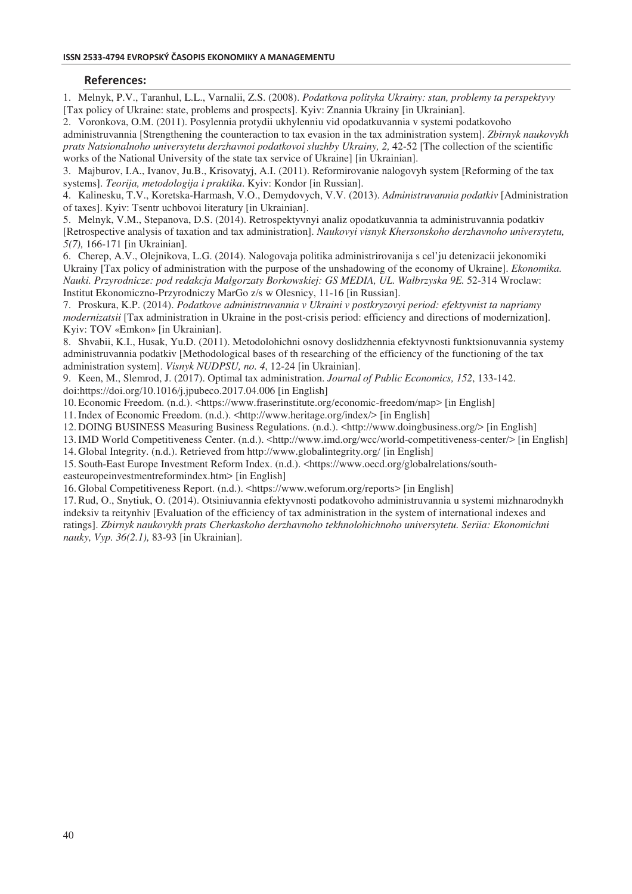## References:

1. Melnyk, P.V., Taranhul, L.L., Varnalii, Z.S. (2008). *Podatkova polityka Ukrainy: stan, problemy ta perspektyvy* [Tax policy of Ukraine: state, problems and prospects]. Kyiv: Znannia Ukrainy [in Ukrainian].
2. Voronkova, O.M. (2011). Posylennia protydii ukhylenniu vid opodatkuvannia v systemi podatkovoho administruvannia [Strengthening the counteraction to tax evasion in the tax administration system]. *Zbirnyk naukovykh prats Natsionalnoho universytetu derzhavnoi podatkovoi sluzhby Ukrainy, 2,* 42-52 [The collection of the scientific works of the National University of the state tax service of Ukraine] [in Ukrainian].
3. Majburov, I.A., Ivanov, Ju.B., Krisovatyj, A.I. (2011). Reformirovanie nalogovyh system [Reforming of the tax systems]. *Teorija, metodologija i praktika*. Kyiv: Kondor [in Russian].
4. Kalinesku, T.V., Koretska-Harmash, V.O., Demydovych, V.V. (2013). *Administruvannia podatkiv* [Administration of taxes]. Kyiv: Tsentr uchbovoi literatury [in Ukrainian].
5. Melnyk, V.M., Stepanova, D.S. (2014). Retrospektyvnyi analiz opodatkuvannia ta administruvannia podatkiv [Retrospective analysis of taxation and tax administration]. *Naukovyi visnyk Khersonskoho derzhavnoho universytetu, 5(7),* 166-171 [in Ukrainian].
6. Cherep, A.V., Olejnikova, L.G. (2014). Nalogovaja politika administrirovanija s cel'ju detenizacii jekonomiki Ukrainy [Tax policy of administration with the purpose of the unshadowing of the economy of Ukraine]. *Ekonomika. Nauki. Przyrodnicze: pod redakcja Malgorzaty Borkowskiej: GS MEDIA, UL. Walbrzyska 9E.* 52-314 Wroclaw: Institut Ekonomiczno-Przyrodniczy MarGo z/s w Olesnicy, 11-16 [in Russian].
7. Proskura, K.P. (2014). *Podatkove administruvannia v Ukraini v postkryzovyi period: efektyvnist ta napriamy modernizatsii* [Tax administration in Ukraine in the post-crisis period: efficiency and directions of modernization]. Kyiv: TOV «Emkon» [in Ukrainian].
8. Shvabii, K.I., Husak, Yu.D. (2011). Metodolohichni osnovy doslidzhennia efektyvnosti funktsionuvannia systemy administruvannia podatkiv [Methodological bases of th researching of the efficiency of the functioning of the tax administration system]. *Visnyk NUDPSU, no. 4*, 12-24 [in Ukrainian].
9. Keen, M., Slemrod, J. (2017). Optimal tax administration. *Journal of Public Economics, 152*, 133-142. doi:https://doi.org/10.1016/j.jpubeco.2017.04.006 [in English]
10. Economic Freedom. (n.d.). <https://www.fraserinstitute.org/economic-freedom/map> [in English]
11. Index of Economic Freedom. (n.d.). <http://www.heritage.org/index/> [in English]
12. DOING BUSINESS Measuring Business Regulations. (n.d.). <http://www.doingbusiness.org/> [in English]
13. IMD World Competitiveness Center. (n.d.). <http://www.imd.org/wcc/world-competitiveness-center/> [in English]
14. Global Integrity. (n.d.). Retrieved from http://www.globalintegrity.org/ [in English]
15. South-East Europe Investment Reform Index. (n.d.). <https://www.oecd.org/globalrelations/south-easteuropeinvestmentreformindex.htm> [in English]
16. Global Competitiveness Report. (n.d.). <https://www.weforum.org/reports> [in English]
17. Rud, O., Snytiuk, O. (2014). Otsiniuvannia efektyvnosti podatkovoho administruvannia u systemi mizhnarodnykh indeksiv ta reitynhiv [Evaluation of the efficiency of tax administration in the system of international indexes and ratings]. *Zbirnyk naukovykh prats Cherkaskoho derzhavnoho tekhnolohichnoho universytetu. Seriia: Ekonomichni nauky, Vyp. 36(2.1),* 83-93 [in Ukrainian].